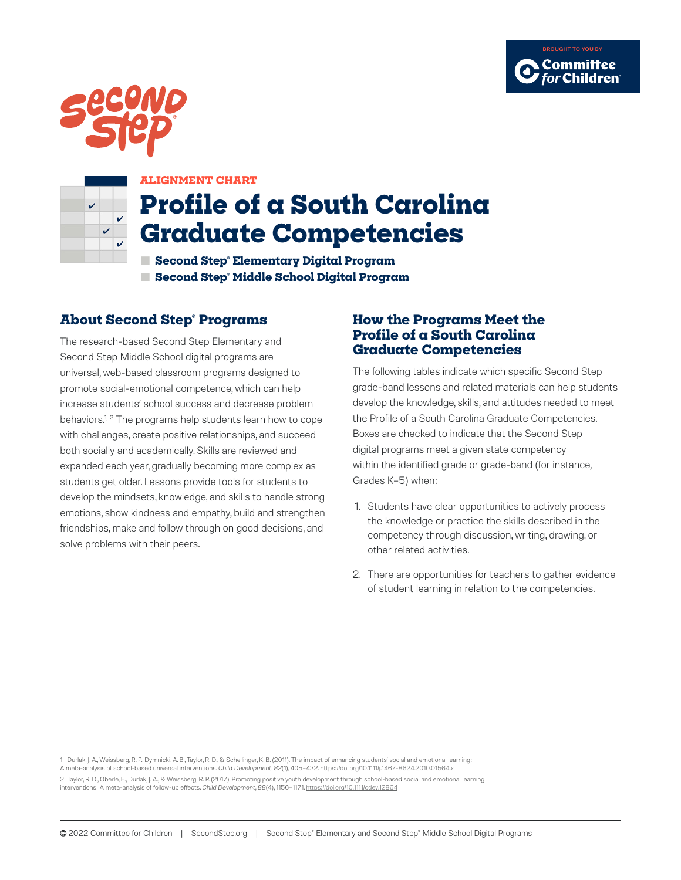BROUGHT TO YOU BY Committee for Children

Second Step

ALIGNMENT CHART

# Profile of a South Carolina Graduate Competencies

- **Second Step® Elementary Digital Program**
- **Second Step® Middle School Digital Program**

## About Second Step® Programs

The research-based Second Step Elementary and Second Step Middle School digital programs are universal, web-based classroom programs designed to promote social-emotional competence, which can help increase students' school success and decrease problem behaviors.[1, 2] The programs help students learn how to cope with challenges, create positive relationships, and succeed both socially and academically. Skills are reviewed and expanded each year, gradually becoming more complex as students get older. Lessons provide tools for students to develop the mindsets, knowledge, and skills to handle strong emotions, show kindness and empathy, build and strengthen friendships, make and follow through on good decisions, and solve problems with their peers.

## How the Programs Meet the Profile of a South Carolina Graduate Competencies

The following tables indicate which specific Second Step grade-band lessons and related materials can help students develop the knowledge, skills, and attitudes needed to meet the Profile of a South Carolina Graduate Competencies. Boxes are checked to indicate that the Second Step digital programs meet a given state competency within the identified grade or grade-band (for instance, Grades K–5) when:

1. Students have clear opportunities to actively process the knowledge or practice the skills described in the competency through discussion, writing, drawing, or other related activities.
2. There are opportunities for teachers to gather evidence of student learning in relation to the competencies.

1 Durlak, J. A., Weissberg, R. P., Dymnicki, A. B., Taylor, R. D., & Schellinger, K. B. (2011). The impact of enhancing students' social and emotional learning: A meta-analysis of school-based universal interventions. *Child Development*, *82*(1), 405–432. https://doi.org/10.1111/j.1467-8624.2010.01564.x

2 Taylor, R. D., Oberle, E., Durlak, J. A., & Weissberg, R. P. (2017). Promoting positive youth development through school-based social and emotional learning interventions: A meta-analysis of follow-up effects. *Child Development*, *88*(4), 1156–1171. https://doi.org/10.1111/cdev.12864

© 2022 Committee for Children | SecondStep.org | Second Step® Elementary and Second Step® Middle School Digital Programs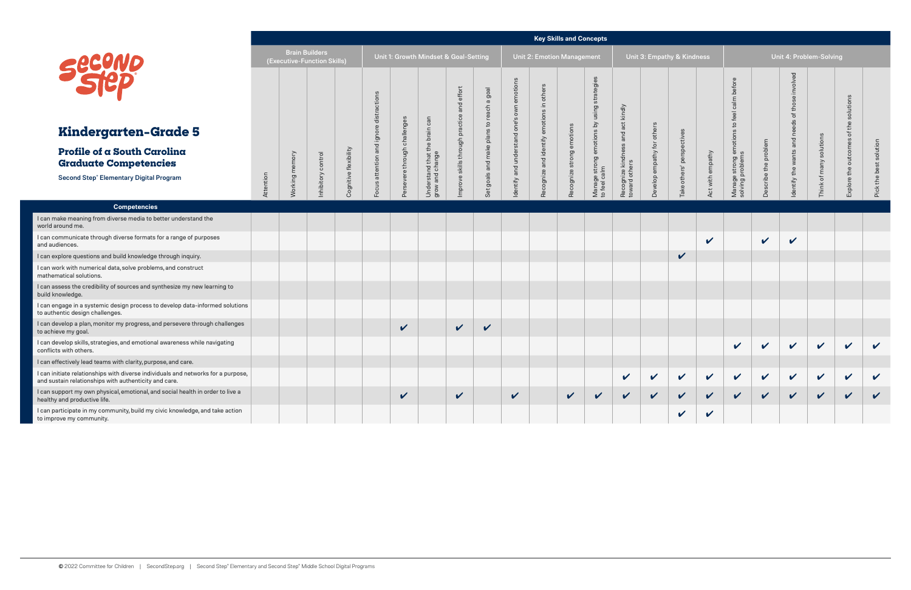# Kindergarten–Grade 5

## Profile of a South Carolina Graduate Competencies

Second Step® Elementary Digital Program

**Key Skills and Concepts**

| Competencies | Brain Builders (Executive-Function Skills) | | | | Unit 1: Growth Mindset & Goal-Setting | | | | | Unit 2: Emotion Management | | | | Unit 3: Empathy & Kindness | | | | Unit 4: Problem-Solving | | | | | |
|---|---|---|---|---|---|---|---|---|---|---|---|---|---|---|---|---|---|---|---|---|---|---|---|
| | Attention | Working memory | Inhibitory control | Cognitive flexibility | Focus attention and ignore distractions | Persevere through challenges | Understand that the brain can grow and change | Improve skills through practice and effort | Set goals and make plans to reach a goal | Identify and understand one's own emotions | Recognize and identify emotions in others | Recognize strong emotions | Manage strong emotions by using strategies to feel calm | Recognize kindness and act kindly toward others | Develop empathy for others | Take others' perspectives | Act with empathy | Manage strong emotions to feel calm before solving problems | Describe the problem | Identify the wants and needs of those involved | Think of many solutions | Explore the outcomes of the solutions | Pick the best solution |
| I can make meaning from diverse media to better understand the world around me. | | | | | | | | | | | | | | | | | | | | | | | |
| I can communicate through diverse formats for a range of purposes and audiences. | | | | | | | | | | | | | | | | | ✔ | | ✔ | ✔ | | | |
| I can explore questions and build knowledge through inquiry. | | | | | | | | | | | | | | | | ✔ | | | | | | | |
| I can work with numerical data, solve problems, and construct mathematical solutions. | | | | | | | | | | | | | | | | | | | | | | | |
| I can assess the credibility of sources and synthesize my new learning to build knowledge. | | | | | | | | | | | | | | | | | | | | | | | |
| I can engage in a systemic design process to develop data-informed solutions to authentic design challenges. | | | | | | | | | | | | | | | | | | | | | | | |
| I can develop a plan, monitor my progress, and persevere through challenges to achieve my goal. | | | | | | ✔ | | ✔ | ✔ | | | | | | | | | | | | | | |
| I can develop skills, strategies, and emotional awareness while navigating conflicts with others. | | | | | | | | | | | | | | | | | | ✔ | ✔ | ✔ | ✔ | ✔ | ✔ |
| I can effectively lead teams with clarity, purpose, and care. | | | | | | | | | | | | | | | | | | | | | | | |
| I can initiate relationships with diverse individuals and networks for a purpose, and sustain relationships with authenticity and care. | | | | | | | | | | | | | | ✔ | ✔ | ✔ | ✔ | ✔ | ✔ | ✔ | ✔ | ✔ | ✔ |
| I can support my own physical, emotional, and social health in order to live a healthy and productive life. | | | | | | ✔ | | ✔ | | ✔ | | ✔ | ✔ | ✔ | ✔ | ✔ | ✔ | ✔ | ✔ | ✔ | ✔ | ✔ | ✔ |
| I can participate in my community, build my civic knowledge, and take action to improve my community. | | | | | | | | | | | | | | | | ✔ | ✔ | | | | | | |

© 2022 Committee for Children | SecondStep.org | Second Step® Elementary and Second Step® Middle School Digital Programs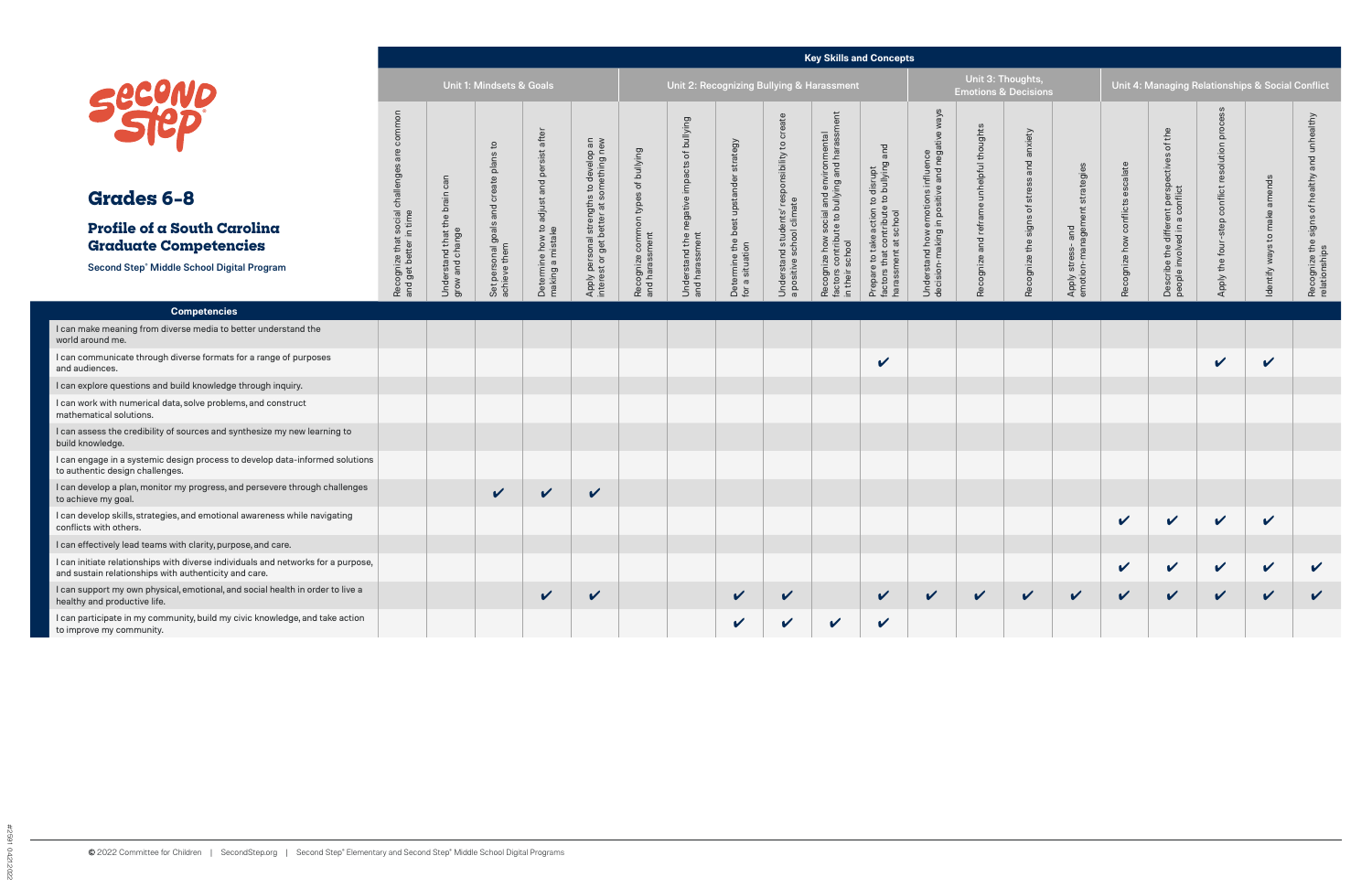# Grades 6-8

## Profile of a South Carolina Graduate Competencies

**Second Step® Middle School Digital Program**

**Key Skills and Concepts**

| Competencies | Unit 1: Mindsets & Goals | | | | | Unit 2: Recognizing Bullying & Harassment | | | | | | Unit 3: Thoughts, Emotions & Decisions | | | | Unit 4: Managing Relationships & Social Conflict | | | | |
|---|---|---|---|---|---|---|---|---|---|---|---|---|---|---|---|---|---|---|---|---|
| | Recognize that social challenges are common and get better in time | Understand that the brain can grow and change | Set personal goals and create plans to achieve them | Determine how to adjust and persist after making a mistake | Apply personal strengths to develop an interest or get better at something new | Recognize common types of bullying and harassment | Understand the negative impacts of bullying and harassment | Determine the best upstander strategy for a situation | Understand students' responsibility to create a positive school climate | Recognize how social and environmental factors contribute to bullying and harassment in their school | Prepare to take action to disrupt factors that contribute to bullying and harassment at school | Understand how emotions influence decision-making in positive and negative ways | Recognize and reframe unhelpful thoughts | Recognize the signs of stress and anxiety | Apply stress- and emotion-management strategies | Recognize how conflicts escalate | Describe the different perspectives of the people involved in a conflict | Apply the four-step conflict resolution process | Identify ways to make amends | Recognize the signs of healthy and unhealthy relationships |
| I can make meaning from diverse media to better understand the world around me. | | | | | | | | | | | | | | | | | | | | |
| I can communicate through diverse formats for a range of purposes and audiences. | | | | | | | | | | | ✔ | | | | | | | ✔ | ✔ | |
| I can explore questions and build knowledge through inquiry. | | | | | | | | | | | | | | | | | | | | |
| I can work with numerical data, solve problems, and construct mathematical solutions. | | | | | | | | | | | | | | | | | | | | |
| I can assess the credibility of sources and synthesize my new learning to build knowledge. | | | | | | | | | | | | | | | | | | | | |
| I can engage in a systemic design process to develop data-informed solutions to authentic design challenges. | | | | | | | | | | | | | | | | | | | | |
| I can develop a plan, monitor my progress, and persevere through challenges to achieve my goal. | | | ✔ | ✔ | ✔ | | | | | | | | | | | | | | | |
| I can develop skills, strategies, and emotional awareness while navigating conflicts with others. | | | | | | | | | | | | | | | | ✔ | ✔ | ✔ | ✔ | |
| I can effectively lead teams with clarity, purpose, and care. | | | | | | | | | | | | | | | | | | | | |
| I can initiate relationships with diverse individuals and networks for a purpose, and sustain relationships with authenticity and care. | | | | | | | | | | | | | | | | ✔ | ✔ | ✔ | ✔ | ✔ |
| I can support my own physical, emotional, and social health in order to live a healthy and productive life. | | | | ✔ | ✔ | | | ✔ | ✔ | | ✔ | ✔ | ✔ | ✔ | ✔ | ✔ | ✔ | ✔ | ✔ | ✔ |
| I can participate in my community, build my civic knowledge, and take action to improve my community. | | | | | | | | ✔ | ✔ | ✔ | ✔ | | | | | | | | | |

© 2022 Committee for Children | SecondStep.org | Second Step® Elementary and Second Step® Middle School Digital Programs